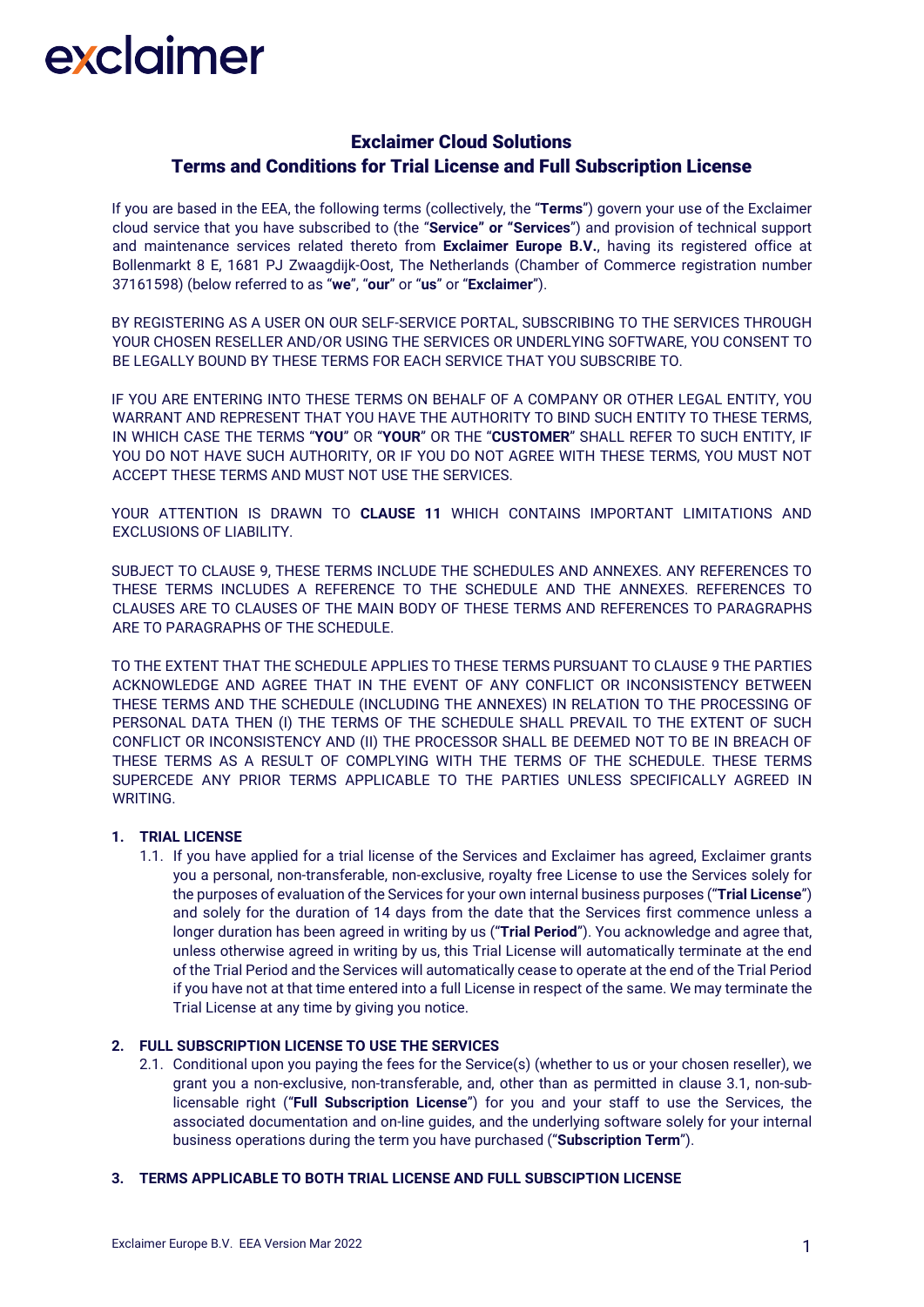# exclaimer

## Exclaimer Cloud Solutions
## Terms and Conditions for Trial License and Full Subscription License

If you are based in the EEA, the following terms (collectively, the "**Terms**") govern your use of the Exclaimer cloud service that you have subscribed to (the "**Service" or "Services**") and provision of technical support and maintenance services related thereto from **Exclaimer Europe B.V.**, having its registered office at Bollenmarkt 8 E, 1681 PJ Zwaagdijk-Oost, The Netherlands (Chamber of Commerce registration number 37161598) (below referred to as "**we**", "**our**" or "**us**" or "**Exclaimer**").

BY REGISTERING AS A USER ON OUR SELF-SERVICE PORTAL, SUBSCRIBING TO THE SERVICES THROUGH YOUR CHOSEN RESELLER AND/OR USING THE SERVICES OR UNDERLYING SOFTWARE, YOU CONSENT TO BE LEGALLY BOUND BY THESE TERMS FOR EACH SERVICE THAT YOU SUBSCRIBE TO.

IF YOU ARE ENTERING INTO THESE TERMS ON BEHALF OF A COMPANY OR OTHER LEGAL ENTITY, YOU WARRANT AND REPRESENT THAT YOU HAVE THE AUTHORITY TO BIND SUCH ENTITY TO THESE TERMS, IN WHICH CASE THE TERMS "**YOU**" OR "**YOUR**" OR THE "**CUSTOMER**" SHALL REFER TO SUCH ENTITY, IF YOU DO NOT HAVE SUCH AUTHORITY, OR IF YOU DO NOT AGREE WITH THESE TERMS, YOU MUST NOT ACCEPT THESE TERMS AND MUST NOT USE THE SERVICES.

YOUR ATTENTION IS DRAWN TO **CLAUSE 11** WHICH CONTAINS IMPORTANT LIMITATIONS AND EXCLUSIONS OF LIABILITY.

SUBJECT TO CLAUSE 9, THESE TERMS INCLUDE THE SCHEDULES AND ANNEXES. ANY REFERENCES TO THESE TERMS INCLUDES A REFERENCE TO THE SCHEDULE AND THE ANNEXES. REFERENCES TO CLAUSES ARE TO CLAUSES OF THE MAIN BODY OF THESE TERMS AND REFERENCES TO PARAGRAPHS ARE TO PARAGRAPHS OF THE SCHEDULE.

TO THE EXTENT THAT THE SCHEDULE APPLIES TO THESE TERMS PURSUANT TO CLAUSE 9 THE PARTIES ACKNOWLEDGE AND AGREE THAT IN THE EVENT OF ANY CONFLICT OR INCONSISTENCY BETWEEN THESE TERMS AND THE SCHEDULE (INCLUDING THE ANNEXES) IN RELATION TO THE PROCESSING OF PERSONAL DATA THEN (I) THE TERMS OF THE SCHEDULE SHALL PREVAIL TO THE EXTENT OF SUCH CONFLICT OR INCONSISTENCY AND (II) THE PROCESSOR SHALL BE DEEMED NOT TO BE IN BREACH OF THESE TERMS AS A RESULT OF COMPLYING WITH THE TERMS OF THE SCHEDULE. THESE TERMS SUPERCEDE ANY PRIOR TERMS APPLICABLE TO THE PARTIES UNLESS SPECIFICALLY AGREED IN WRITING.

### 1. TRIAL LICENSE

1.1. If you have applied for a trial license of the Services and Exclaimer has agreed, Exclaimer grants you a personal, non-transferable, non-exclusive, royalty free License to use the Services solely for the purposes of evaluation of the Services for your own internal business purposes ("**Trial License**") and solely for the duration of 14 days from the date that the Services first commence unless a longer duration has been agreed in writing by us ("**Trial Period**"). You acknowledge and agree that, unless otherwise agreed in writing by us, this Trial License will automatically terminate at the end of the Trial Period and the Services will automatically cease to operate at the end of the Trial Period if you have not at that time entered into a full License in respect of the same. We may terminate the Trial License at any time by giving you notice.

### 2. FULL SUBSCRIPTION LICENSE TO USE THE SERVICES

2.1. Conditional upon you paying the fees for the Service(s) (whether to us or your chosen reseller), we grant you a non-exclusive, non-transferable, and, other than as permitted in clause 3.1, non-sub-licensable right ("**Full Subscription License**") for you and your staff to use the Services, the associated documentation and on-line guides, and the underlying software solely for your internal business operations during the term you have purchased ("**Subscription Term**").

### 3. TERMS APPLICABLE TO BOTH TRIAL LICENSE AND FULL SUBSCIPTION LICENSE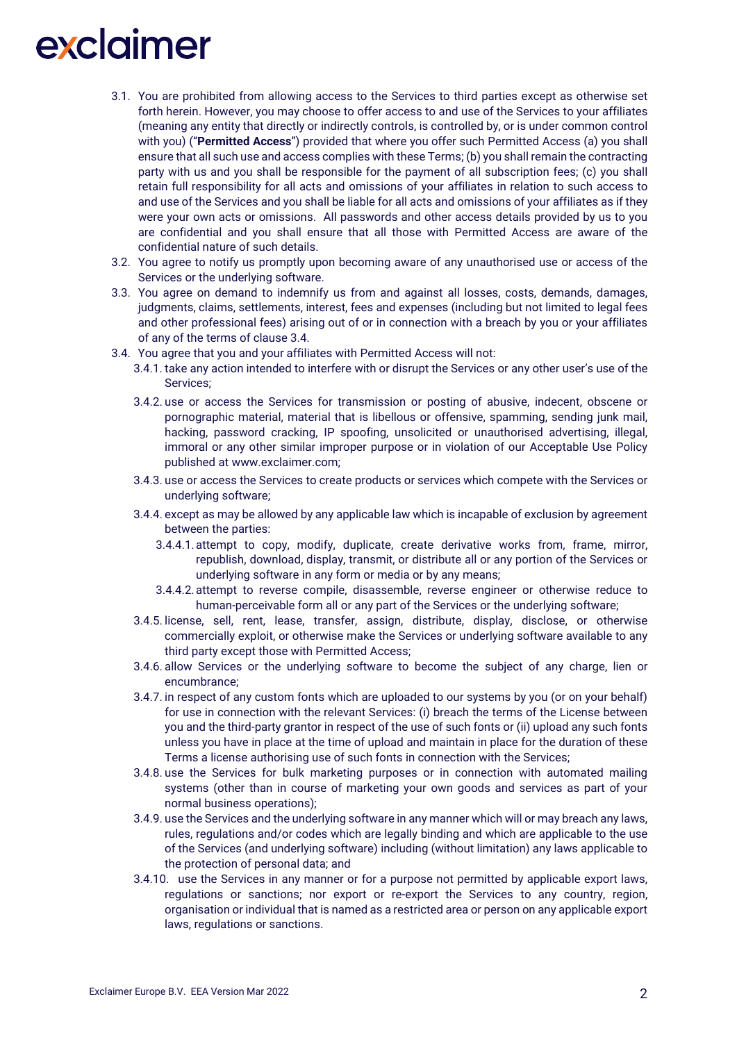3.1. You are prohibited from allowing access to the Services to third parties except as otherwise set forth herein. However, you may choose to offer access to and use of the Services to your affiliates (meaning any entity that directly or indirectly controls, is controlled by, or is under common control with you) ("**Permitted Access**") provided that where you offer such Permitted Access (a) you shall ensure that all such use and access complies with these Terms; (b) you shall remain the contracting party with us and you shall be responsible for the payment of all subscription fees; (c) you shall retain full responsibility for all acts and omissions of your affiliates in relation to such access to and use of the Services and you shall be liable for all acts and omissions of your affiliates as if they were your own acts or omissions. All passwords and other access details provided by us to you are confidential and you shall ensure that all those with Permitted Access are aware of the confidential nature of such details.

3.2. You agree to notify us promptly upon becoming aware of any unauthorised use or access of the Services or the underlying software.

3.3. You agree on demand to indemnify us from and against all losses, costs, demands, damages, judgments, claims, settlements, interest, fees and expenses (including but not limited to legal fees and other professional fees) arising out of or in connection with a breach by you or your affiliates of any of the terms of clause 3.4.

3.4. You agree that you and your affiliates with Permitted Access will not:

- 3.4.1. take any action intended to interfere with or disrupt the Services or any other user's use of the Services;
- 3.4.2. use or access the Services for transmission or posting of abusive, indecent, obscene or pornographic material, material that is libellous or offensive, spamming, sending junk mail, hacking, password cracking, IP spoofing, unsolicited or unauthorised advertising, illegal, immoral or any other similar improper purpose or in violation of our Acceptable Use Policy published at www.exclaimer.com;
- 3.4.3. use or access the Services to create products or services which compete with the Services or underlying software;
- 3.4.4. except as may be allowed by any applicable law which is incapable of exclusion by agreement between the parties:
  - 3.4.4.1. attempt to copy, modify, duplicate, create derivative works from, frame, mirror, republish, download, display, transmit, or distribute all or any portion of the Services or underlying software in any form or media or by any means;
  - 3.4.4.2. attempt to reverse compile, disassemble, reverse engineer or otherwise reduce to human-perceivable form all or any part of the Services or the underlying software;
- 3.4.5. license, sell, rent, lease, transfer, assign, distribute, display, disclose, or otherwise commercially exploit, or otherwise make the Services or underlying software available to any third party except those with Permitted Access;
- 3.4.6. allow Services or the underlying software to become the subject of any charge, lien or encumbrance;
- 3.4.7. in respect of any custom fonts which are uploaded to our systems by you (or on your behalf) for use in connection with the relevant Services: (i) breach the terms of the License between you and the third-party grantor in respect of the use of such fonts or (ii) upload any such fonts unless you have in place at the time of upload and maintain in place for the duration of these Terms a license authorising use of such fonts in connection with the Services;
- 3.4.8. use the Services for bulk marketing purposes or in connection with automated mailing systems (other than in course of marketing your own goods and services as part of your normal business operations);
- 3.4.9. use the Services and the underlying software in any manner which will or may breach any laws, rules, regulations and/or codes which are legally binding and which are applicable to the use of the Services (and underlying software) including (without limitation) any laws applicable to the protection of personal data; and
- 3.4.10. use the Services in any manner or for a purpose not permitted by applicable export laws, regulations or sanctions; nor export or re-export the Services to any country, region, organisation or individual that is named as a restricted area or person on any applicable export laws, regulations or sanctions.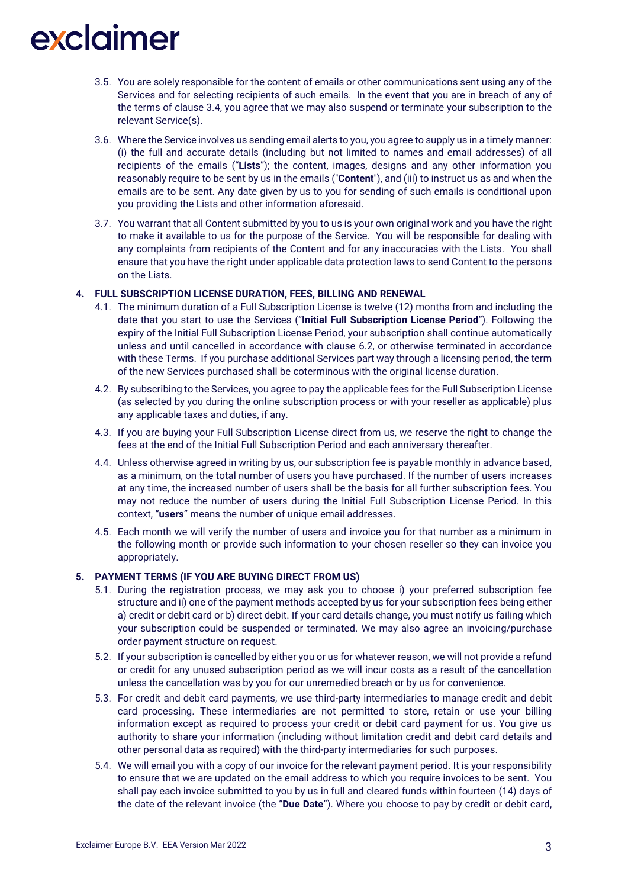3.5. You are solely responsible for the content of emails or other communications sent using any of the Services and for selecting recipients of such emails. In the event that you are in breach of any of the terms of clause 3.4, you agree that we may also suspend or terminate your subscription to the relevant Service(s).

3.6. Where the Service involves us sending email alerts to you, you agree to supply us in a timely manner: (i) the full and accurate details (including but not limited to names and email addresses) of all recipients of the emails ("**Lists**"); the content, images, designs and any other information you reasonably require to be sent by us in the emails ("**Content**"), and (iii) to instruct us as and when the emails are to be sent. Any date given by us to you for sending of such emails is conditional upon you providing the Lists and other information aforesaid.

3.7. You warrant that all Content submitted by you to us is your own original work and you have the right to make it available to us for the purpose of the Service. You will be responsible for dealing with any complaints from recipients of the Content and for any inaccuracies with the Lists. You shall ensure that you have the right under applicable data protection laws to send Content to the persons on the Lists.

**4. FULL SUBSCRIPTION LICENSE DURATION, FEES, BILLING AND RENEWAL**

4.1. The minimum duration of a Full Subscription License is twelve (12) months from and including the date that you start to use the Services ("**Initial Full Subscription License Period**"). Following the expiry of the Initial Full Subscription License Period, your subscription shall continue automatically unless and until cancelled in accordance with clause 6.2, or otherwise terminated in accordance with these Terms. If you purchase additional Services part way through a licensing period, the term of the new Services purchased shall be coterminous with the original license duration.

4.2. By subscribing to the Services, you agree to pay the applicable fees for the Full Subscription License (as selected by you during the online subscription process or with your reseller as applicable) plus any applicable taxes and duties, if any.

4.3. If you are buying your Full Subscription License direct from us, we reserve the right to change the fees at the end of the Initial Full Subscription Period and each anniversary thereafter.

4.4. Unless otherwise agreed in writing by us, our subscription fee is payable monthly in advance based, as a minimum, on the total number of users you have purchased. If the number of users increases at any time, the increased number of users shall be the basis for all further subscription fees. You may not reduce the number of users during the Initial Full Subscription License Period. In this context, "**users**" means the number of unique email addresses.

4.5. Each month we will verify the number of users and invoice you for that number as a minimum in the following month or provide such information to your chosen reseller so they can invoice you appropriately.

**5. PAYMENT TERMS (IF YOU ARE BUYING DIRECT FROM US)**

5.1. During the registration process, we may ask you to choose i) your preferred subscription fee structure and ii) one of the payment methods accepted by us for your subscription fees being either a) credit or debit card or b) direct debit. If your card details change, you must notify us failing which your subscription could be suspended or terminated. We may also agree an invoicing/purchase order payment structure on request.

5.2. If your subscription is cancelled by either you or us for whatever reason, we will not provide a refund or credit for any unused subscription period as we will incur costs as a result of the cancellation unless the cancellation was by you for our unremedied breach or by us for convenience.

5.3. For credit and debit card payments, we use third-party intermediaries to manage credit and debit card processing. These intermediaries are not permitted to store, retain or use your billing information except as required to process your credit or debit card payment for us. You give us authority to share your information (including without limitation credit and debit card details and other personal data as required) with the third-party intermediaries for such purposes.

5.4. We will email you with a copy of our invoice for the relevant payment period. It is your responsibility to ensure that we are updated on the email address to which you require invoices to be sent. You shall pay each invoice submitted to you by us in full and cleared funds within fourteen (14) days of the date of the relevant invoice (the "**Due Date**"). Where you choose to pay by credit or debit card,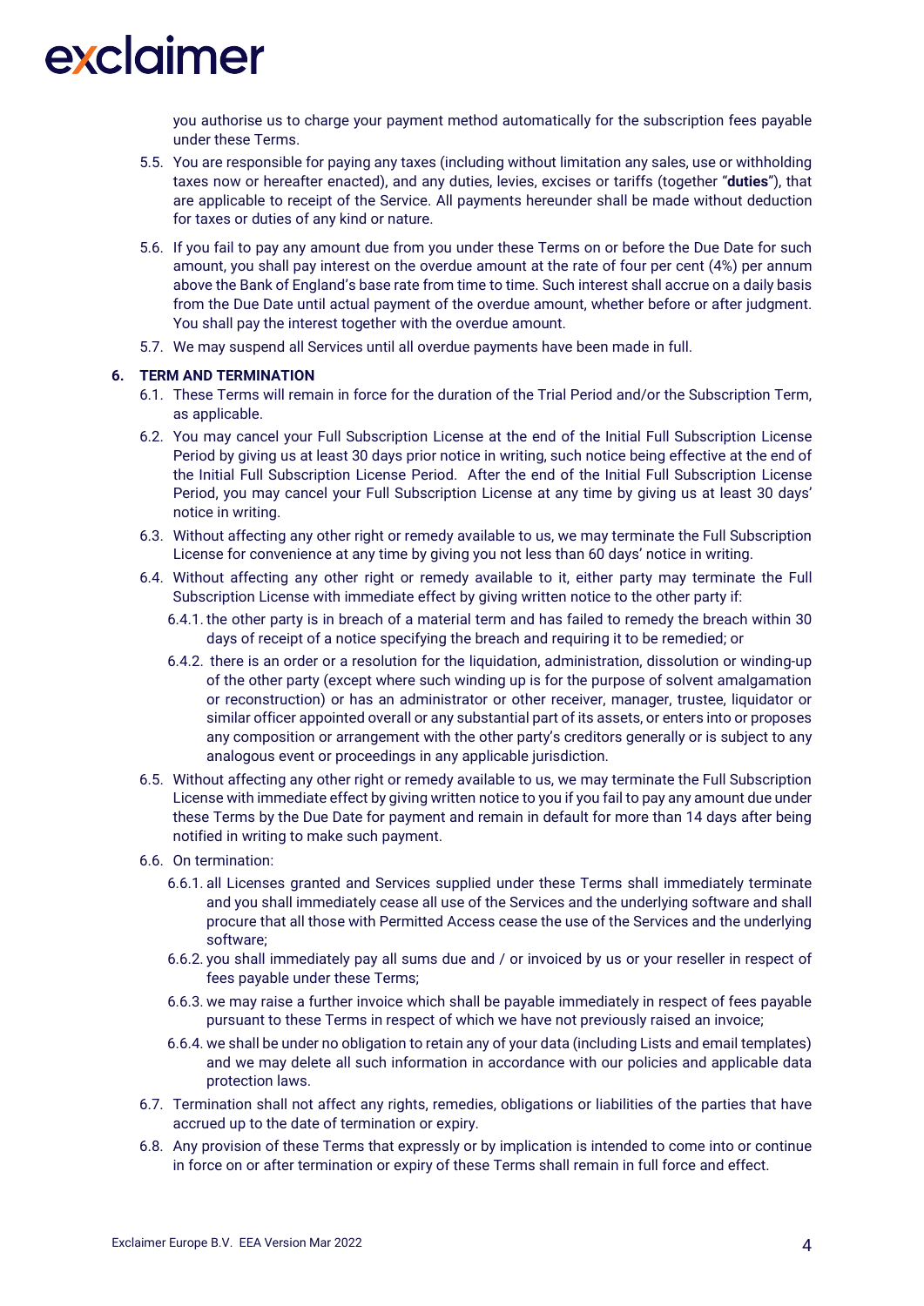you authorise us to charge your payment method automatically for the subscription fees payable under these Terms.

5.5. You are responsible for paying any taxes (including without limitation any sales, use or withholding taxes now or hereafter enacted), and any duties, levies, excises or tariffs (together "**duties**"), that are applicable to receipt of the Service. All payments hereunder shall be made without deduction for taxes or duties of any kind or nature.

5.6. If you fail to pay any amount due from you under these Terms on or before the Due Date for such amount, you shall pay interest on the overdue amount at the rate of four per cent (4%) per annum above the Bank of England's base rate from time to time. Such interest shall accrue on a daily basis from the Due Date until actual payment of the overdue amount, whether before or after judgment. You shall pay the interest together with the overdue amount.

5.7. We may suspend all Services until all overdue payments have been made in full.

## 6. TERM AND TERMINATION

6.1. These Terms will remain in force for the duration of the Trial Period and/or the Subscription Term, as applicable.

6.2. You may cancel your Full Subscription License at the end of the Initial Full Subscription License Period by giving us at least 30 days prior notice in writing, such notice being effective at the end of the Initial Full Subscription License Period. After the end of the Initial Full Subscription License Period, you may cancel your Full Subscription License at any time by giving us at least 30 days' notice in writing.

6.3. Without affecting any other right or remedy available to us, we may terminate the Full Subscription License for convenience at any time by giving you not less than 60 days' notice in writing.

6.4. Without affecting any other right or remedy available to it, either party may terminate the Full Subscription License with immediate effect by giving written notice to the other party if:

6.4.1. the other party is in breach of a material term and has failed to remedy the breach within 30 days of receipt of a notice specifying the breach and requiring it to be remedied; or

6.4.2. there is an order or a resolution for the liquidation, administration, dissolution or winding-up of the other party (except where such winding up is for the purpose of solvent amalgamation or reconstruction) or has an administrator or other receiver, manager, trustee, liquidator or similar officer appointed overall or any substantial part of its assets, or enters into or proposes any composition or arrangement with the other party's creditors generally or is subject to any analogous event or proceedings in any applicable jurisdiction.

6.5. Without affecting any other right or remedy available to us, we may terminate the Full Subscription License with immediate effect by giving written notice to you if you fail to pay any amount due under these Terms by the Due Date for payment and remain in default for more than 14 days after being notified in writing to make such payment.

6.6. On termination:

6.6.1. all Licenses granted and Services supplied under these Terms shall immediately terminate and you shall immediately cease all use of the Services and the underlying software and shall procure that all those with Permitted Access cease the use of the Services and the underlying software;

6.6.2. you shall immediately pay all sums due and / or invoiced by us or your reseller in respect of fees payable under these Terms;

6.6.3. we may raise a further invoice which shall be payable immediately in respect of fees payable pursuant to these Terms in respect of which we have not previously raised an invoice;

6.6.4. we shall be under no obligation to retain any of your data (including Lists and email templates) and we may delete all such information in accordance with our policies and applicable data protection laws.

6.7. Termination shall not affect any rights, remedies, obligations or liabilities of the parties that have accrued up to the date of termination or expiry.

6.8. Any provision of these Terms that expressly or by implication is intended to come into or continue in force on or after termination or expiry of these Terms shall remain in full force and effect.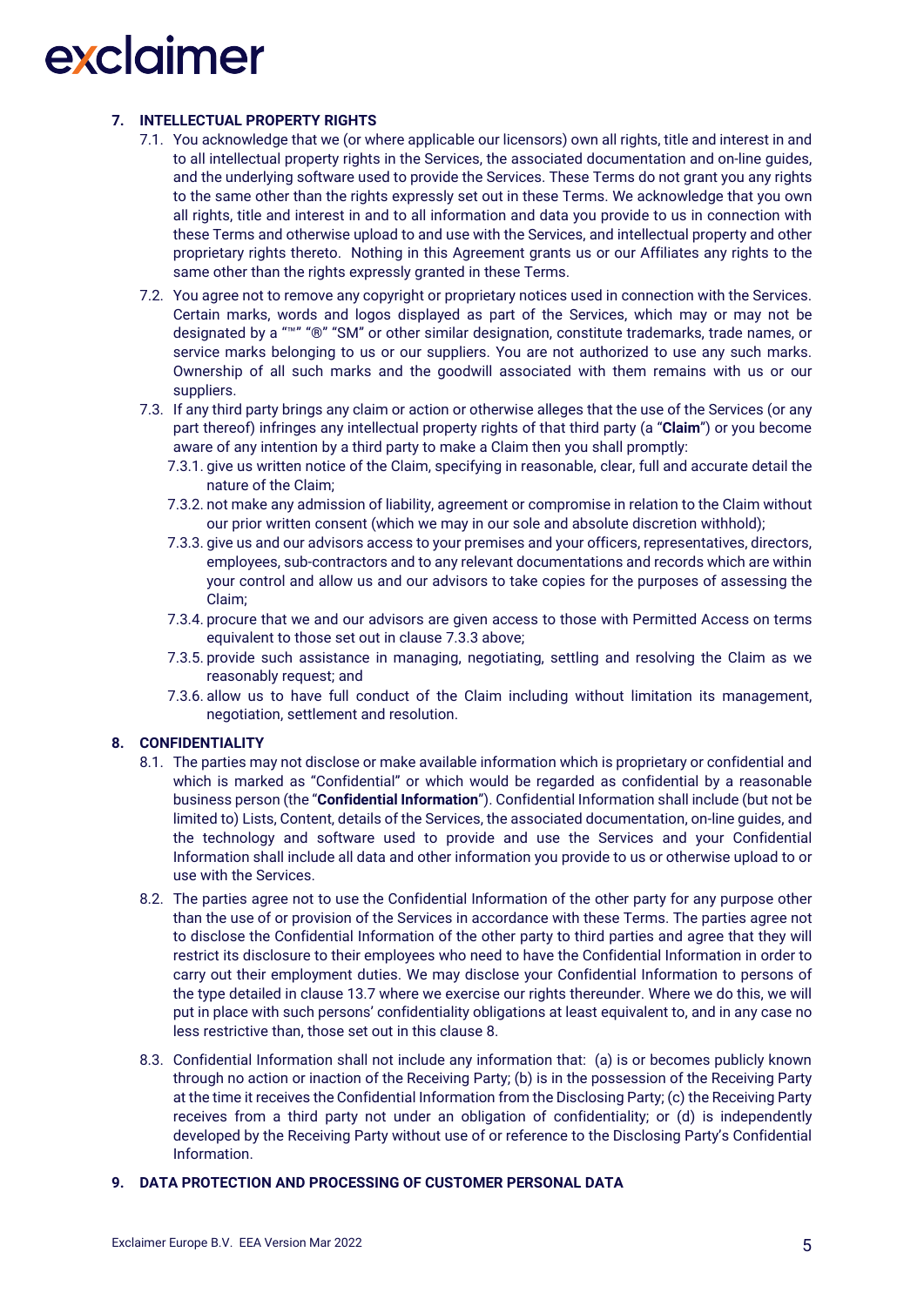## 7. INTELLECTUAL PROPERTY RIGHTS

7.1. You acknowledge that we (or where applicable our licensors) own all rights, title and interest in and to all intellectual property rights in the Services, the associated documentation and on-line guides, and the underlying software used to provide the Services. These Terms do not grant you any rights to the same other than the rights expressly set out in these Terms. We acknowledge that you own all rights, title and interest in and to all information and data you provide to us in connection with these Terms and otherwise upload to and use with the Services, and intellectual property and other proprietary rights thereto. Nothing in this Agreement grants us or our Affiliates any rights to the same other than the rights expressly granted in these Terms.

7.2. You agree not to remove any copyright or proprietary notices used in connection with the Services. Certain marks, words and logos displayed as part of the Services, which may or may not be designated by a "™" "®" "SM" or other similar designation, constitute trademarks, trade names, or service marks belonging to us or our suppliers. You are not authorized to use any such marks. Ownership of all such marks and the goodwill associated with them remains with us or our suppliers.

7.3. If any third party brings any claim or action or otherwise alleges that the use of the Services (or any part thereof) infringes any intellectual property rights of that third party (a "**Claim**") or you become aware of any intention by a third party to make a Claim then you shall promptly:

7.3.1. give us written notice of the Claim, specifying in reasonable, clear, full and accurate detail the nature of the Claim;

7.3.2. not make any admission of liability, agreement or compromise in relation to the Claim without our prior written consent (which we may in our sole and absolute discretion withhold);

7.3.3. give us and our advisors access to your premises and your officers, representatives, directors, employees, sub-contractors and to any relevant documentations and records which are within your control and allow us and our advisors to take copies for the purposes of assessing the Claim;

7.3.4. procure that we and our advisors are given access to those with Permitted Access on terms equivalent to those set out in clause 7.3.3 above;

7.3.5. provide such assistance in managing, negotiating, settling and resolving the Claim as we reasonably request; and

7.3.6. allow us to have full conduct of the Claim including without limitation its management, negotiation, settlement and resolution.

## 8. CONFIDENTIALITY

8.1. The parties may not disclose or make available information which is proprietary or confidential and which is marked as "Confidential" or which would be regarded as confidential by a reasonable business person (the "**Confidential Information**"). Confidential Information shall include (but not be limited to) Lists, Content, details of the Services, the associated documentation, on-line guides, and the technology and software used to provide and use the Services and your Confidential Information shall include all data and other information you provide to us or otherwise upload to or use with the Services.

8.2. The parties agree not to use the Confidential Information of the other party for any purpose other than the use of or provision of the Services in accordance with these Terms. The parties agree not to disclose the Confidential Information of the other party to third parties and agree that they will restrict its disclosure to their employees who need to have the Confidential Information in order to carry out their employment duties. We may disclose your Confidential Information to persons of the type detailed in clause 13.7 where we exercise our rights thereunder. Where we do this, we will put in place with such persons' confidentiality obligations at least equivalent to, and in any case no less restrictive than, those set out in this clause 8.

8.3. Confidential Information shall not include any information that: (a) is or becomes publicly known through no action or inaction of the Receiving Party; (b) is in the possession of the Receiving Party at the time it receives the Confidential Information from the Disclosing Party; (c) the Receiving Party receives from a third party not under an obligation of confidentiality; or (d) is independently developed by the Receiving Party without use of or reference to the Disclosing Party's Confidential Information.

## 9. DATA PROTECTION AND PROCESSING OF CUSTOMER PERSONAL DATA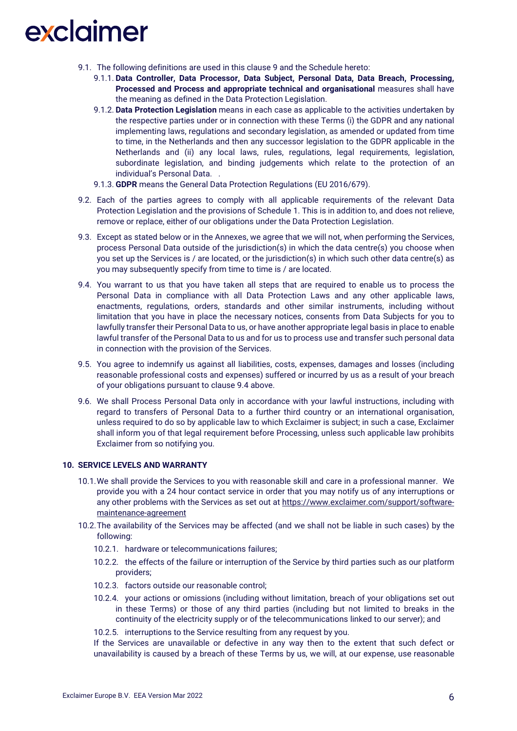9.1. The following definitions are used in this clause 9 and the Schedule hereto:

9.1.1. **Data Controller, Data Processor, Data Subject, Personal Data, Data Breach, Processing, Processed and Process and appropriate technical and organisational** measures shall have the meaning as defined in the Data Protection Legislation.

9.1.2. **Data Protection Legislation** means in each case as applicable to the activities undertaken by the respective parties under or in connection with these Terms (i) the GDPR and any national implementing laws, regulations and secondary legislation, as amended or updated from time to time, in the Netherlands and then any successor legislation to the GDPR applicable in the Netherlands and (ii) any local laws, rules, regulations, legal requirements, legislation, subordinate legislation, and binding judgements which relate to the protection of an individual's Personal Data. .

9.1.3. **GDPR** means the General Data Protection Regulations (EU 2016/679).

9.2. Each of the parties agrees to comply with all applicable requirements of the relevant Data Protection Legislation and the provisions of Schedule 1. This is in addition to, and does not relieve, remove or replace, either of our obligations under the Data Protection Legislation.

9.3. Except as stated below or in the Annexes, we agree that we will not, when performing the Services, process Personal Data outside of the jurisdiction(s) in which the data centre(s) you choose when you set up the Services is / are located, or the jurisdiction(s) in which such other data centre(s) as you may subsequently specify from time to time is / are located.

9.4. You warrant to us that you have taken all steps that are required to enable us to process the Personal Data in compliance with all Data Protection Laws and any other applicable laws, enactments, regulations, orders, standards and other similar instruments, including without limitation that you have in place the necessary notices, consents from Data Subjects for you to lawfully transfer their Personal Data to us, or have another appropriate legal basis in place to enable lawful transfer of the Personal Data to us and for us to process use and transfer such personal data in connection with the provision of the Services.

9.5. You agree to indemnify us against all liabilities, costs, expenses, damages and losses (including reasonable professional costs and expenses) suffered or incurred by us as a result of your breach of your obligations pursuant to clause 9.4 above.

9.6. We shall Process Personal Data only in accordance with your lawful instructions, including with regard to transfers of Personal Data to a further third country or an international organisation, unless required to do so by applicable law to which Exclaimer is subject; in such a case, Exclaimer shall inform you of that legal requirement before Processing, unless such applicable law prohibits Exclaimer from so notifying you.

## 10. SERVICE LEVELS AND WARRANTY

10.1. We shall provide the Services to you with reasonable skill and care in a professional manner. We provide you with a 24 hour contact service in order that you may notify us of any interruptions or any other problems with the Services as set out at https://www.exclaimer.com/support/software-maintenance-agreement

10.2. The availability of the Services may be affected (and we shall not be liable in such cases) by the following:

10.2.1. hardware or telecommunications failures;

10.2.2. the effects of the failure or interruption of the Service by third parties such as our platform providers;

10.2.3. factors outside our reasonable control;

10.2.4. your actions or omissions (including without limitation, breach of your obligations set out in these Terms) or those of any third parties (including but not limited to breaks in the continuity of the electricity supply or of the telecommunications linked to our server); and

10.2.5. interruptions to the Service resulting from any request by you.

If the Services are unavailable or defective in any way then to the extent that such defect or unavailability is caused by a breach of these Terms by us, we will, at our expense, use reasonable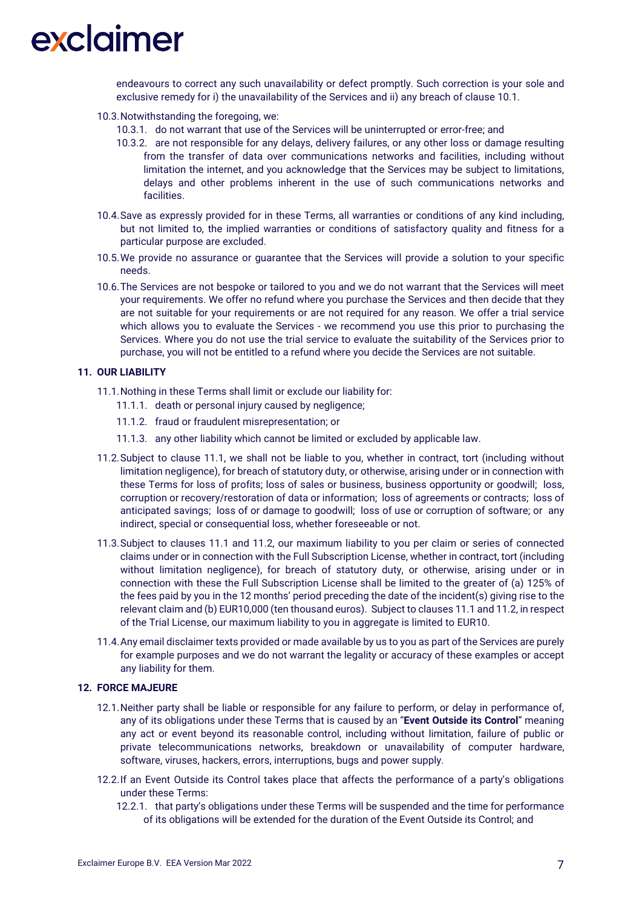endeavours to correct any such unavailability or defect promptly. Such correction is your sole and exclusive remedy for i) the unavailability of the Services and ii) any breach of clause 10.1.

10.3. Notwithstanding the foregoing, we:

10.3.1. do not warrant that use of the Services will be uninterrupted or error-free; and

10.3.2. are not responsible for any delays, delivery failures, or any other loss or damage resulting from the transfer of data over communications networks and facilities, including without limitation the internet, and you acknowledge that the Services may be subject to limitations, delays and other problems inherent in the use of such communications networks and facilities.

10.4. Save as expressly provided for in these Terms, all warranties or conditions of any kind including, but not limited to, the implied warranties or conditions of satisfactory quality and fitness for a particular purpose are excluded.

10.5. We provide no assurance or guarantee that the Services will provide a solution to your specific needs.

10.6. The Services are not bespoke or tailored to you and we do not warrant that the Services will meet your requirements. We offer no refund where you purchase the Services and then decide that they are not suitable for your requirements or are not required for any reason. We offer a trial service which allows you to evaluate the Services - we recommend you use this prior to purchasing the Services. Where you do not use the trial service to evaluate the suitability of the Services prior to purchase, you will not be entitled to a refund where you decide the Services are not suitable.

## 11. OUR LIABILITY

11.1. Nothing in these Terms shall limit or exclude our liability for:

11.1.1. death or personal injury caused by negligence;

11.1.2. fraud or fraudulent misrepresentation; or

11.1.3. any other liability which cannot be limited or excluded by applicable law.

11.2. Subject to clause 11.1, we shall not be liable to you, whether in contract, tort (including without limitation negligence), for breach of statutory duty, or otherwise, arising under or in connection with these Terms for loss of profits; loss of sales or business, business opportunity or goodwill; loss, corruption or recovery/restoration of data or information; loss of agreements or contracts; loss of anticipated savings; loss of or damage to goodwill; loss of use or corruption of software; or any indirect, special or consequential loss, whether foreseeable or not.

11.3. Subject to clauses 11.1 and 11.2, our maximum liability to you per claim or series of connected claims under or in connection with the Full Subscription License, whether in contract, tort (including without limitation negligence), for breach of statutory duty, or otherwise, arising under or in connection with these the Full Subscription License shall be limited to the greater of (a) 125% of the fees paid by you in the 12 months' period preceding the date of the incident(s) giving rise to the relevant claim and (b) EUR10,000 (ten thousand euros). Subject to clauses 11.1 and 11.2, in respect of the Trial License, our maximum liability to you in aggregate is limited to EUR10.

11.4. Any email disclaimer texts provided or made available by us to you as part of the Services are purely for example purposes and we do not warrant the legality or accuracy of these examples or accept any liability for them.

## 12. FORCE MAJEURE

12.1. Neither party shall be liable or responsible for any failure to perform, or delay in performance of, any of its obligations under these Terms that is caused by an "**Event Outside its Control**" meaning any act or event beyond its reasonable control, including without limitation, failure of public or private telecommunications networks, breakdown or unavailability of computer hardware, software, viruses, hackers, errors, interruptions, bugs and power supply.

12.2. If an Event Outside its Control takes place that affects the performance of a party's obligations under these Terms:

12.2.1. that party's obligations under these Terms will be suspended and the time for performance of its obligations will be extended for the duration of the Event Outside its Control; and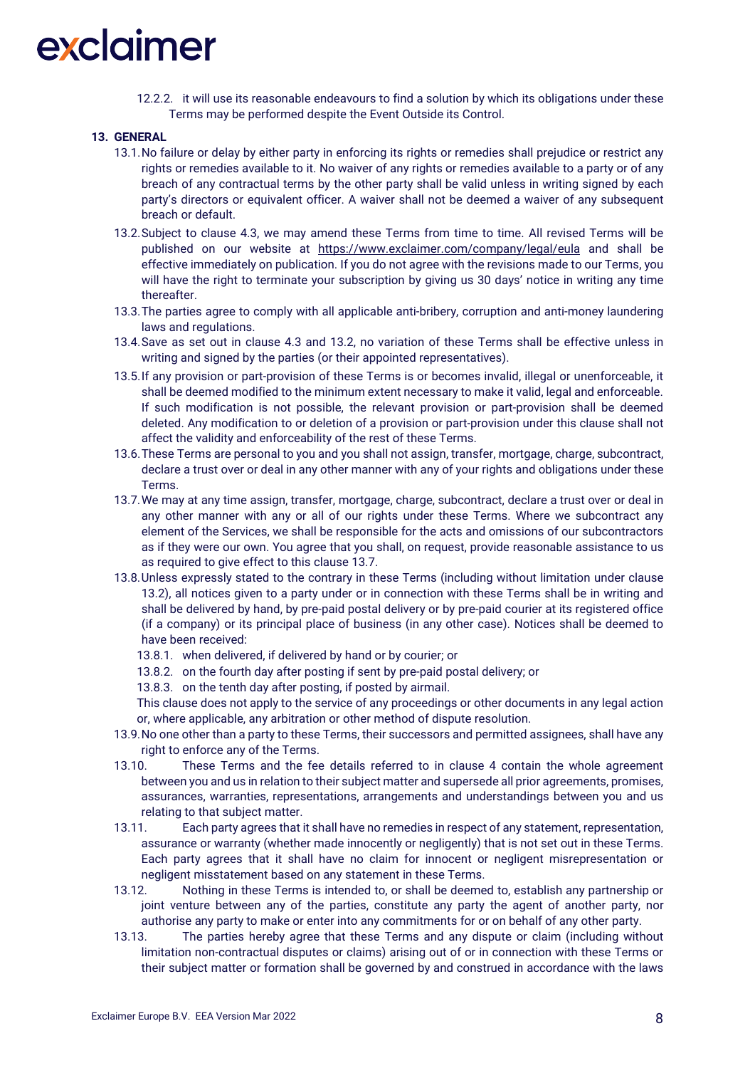12.2.2. it will use its reasonable endeavours to find a solution by which its obligations under these Terms may be performed despite the Event Outside its Control.

## 13. GENERAL

13.1. No failure or delay by either party in enforcing its rights or remedies shall prejudice or restrict any rights or remedies available to it. No waiver of any rights or remedies available to a party or of any breach of any contractual terms by the other party shall be valid unless in writing signed by each party's directors or equivalent officer. A waiver shall not be deemed a waiver of any subsequent breach or default.

13.2. Subject to clause 4.3, we may amend these Terms from time to time. All revised Terms will be published on our website at https://www.exclaimer.com/company/legal/eula and shall be effective immediately on publication. If you do not agree with the revisions made to our Terms, you will have the right to terminate your subscription by giving us 30 days' notice in writing any time thereafter.

13.3. The parties agree to comply with all applicable anti-bribery, corruption and anti-money laundering laws and regulations.

13.4. Save as set out in clause 4.3 and 13.2, no variation of these Terms shall be effective unless in writing and signed by the parties (or their appointed representatives).

13.5. If any provision or part-provision of these Terms is or becomes invalid, illegal or unenforceable, it shall be deemed modified to the minimum extent necessary to make it valid, legal and enforceable. If such modification is not possible, the relevant provision or part-provision shall be deemed deleted. Any modification to or deletion of a provision or part-provision under this clause shall not affect the validity and enforceability of the rest of these Terms.

13.6. These Terms are personal to you and you shall not assign, transfer, mortgage, charge, subcontract, declare a trust over or deal in any other manner with any of your rights and obligations under these Terms.

13.7. We may at any time assign, transfer, mortgage, charge, subcontract, declare a trust over or deal in any other manner with any or all of our rights under these Terms. Where we subcontract any element of the Services, we shall be responsible for the acts and omissions of our subcontractors as if they were our own. You agree that you shall, on request, provide reasonable assistance to us as required to give effect to this clause 13.7.

13.8. Unless expressly stated to the contrary in these Terms (including without limitation under clause 13.2), all notices given to a party under or in connection with these Terms shall be in writing and shall be delivered by hand, by pre-paid postal delivery or by pre-paid courier at its registered office (if a company) or its principal place of business (in any other case). Notices shall be deemed to have been received:

13.8.1. when delivered, if delivered by hand or by courier; or

13.8.2. on the fourth day after posting if sent by pre-paid postal delivery; or

13.8.3. on the tenth day after posting, if posted by airmail.

This clause does not apply to the service of any proceedings or other documents in any legal action or, where applicable, any arbitration or other method of dispute resolution.

13.9. No one other than a party to these Terms, their successors and permitted assignees, shall have any right to enforce any of the Terms.

13.10. These Terms and the fee details referred to in clause 4 contain the whole agreement between you and us in relation to their subject matter and supersede all prior agreements, promises, assurances, warranties, representations, arrangements and understandings between you and us relating to that subject matter.

13.11. Each party agrees that it shall have no remedies in respect of any statement, representation, assurance or warranty (whether made innocently or negligently) that is not set out in these Terms. Each party agrees that it shall have no claim for innocent or negligent misrepresentation or negligent misstatement based on any statement in these Terms.

13.12. Nothing in these Terms is intended to, or shall be deemed to, establish any partnership or joint venture between any of the parties, constitute any party the agent of another party, nor authorise any party to make or enter into any commitments for or on behalf of any other party.

13.13. The parties hereby agree that these Terms and any dispute or claim (including without limitation non-contractual disputes or claims) arising out of or in connection with these Terms or their subject matter or formation shall be governed by and construed in accordance with the laws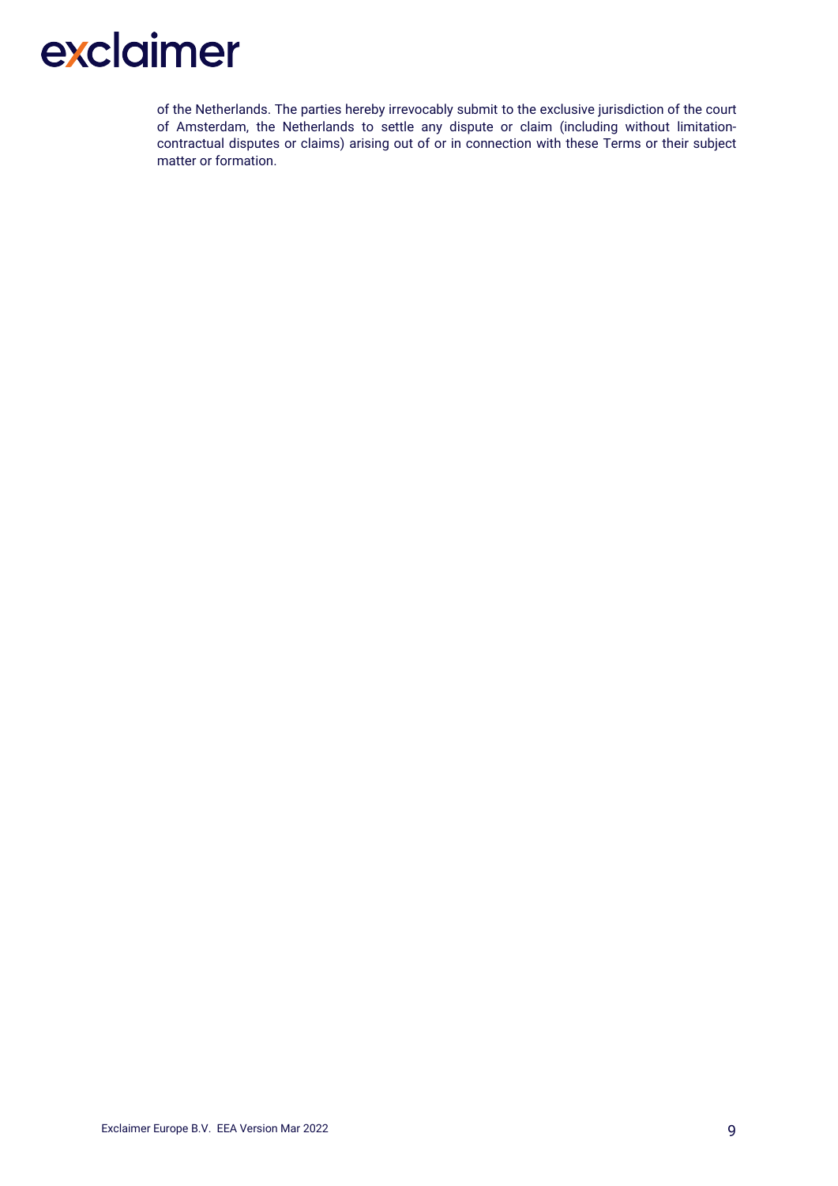of the Netherlands. The parties hereby irrevocably submit to the exclusive jurisdiction of the court of Amsterdam, the Netherlands to settle any dispute or claim (including without limitation-contractual disputes or claims) arising out of or in connection with these Terms or their subject matter or formation.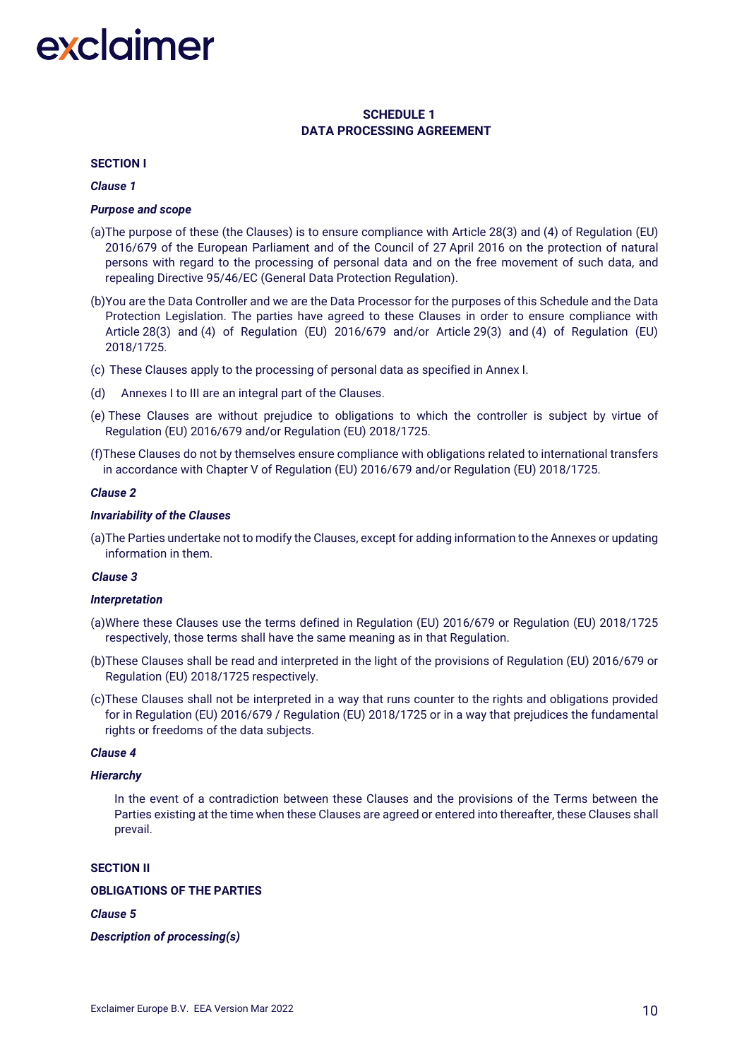## SCHEDULE 1
## DATA PROCESSING AGREEMENT

**SECTION I**

***Clause 1***

***Purpose and scope***

(a) The purpose of these (the Clauses) is to ensure compliance with Article 28(3) and (4) of Regulation (EU) 2016/679 of the European Parliament and of the Council of 27 April 2016 on the protection of natural persons with regard to the processing of personal data and on the free movement of such data, and repealing Directive 95/46/EC (General Data Protection Regulation).

(b) You are the Data Controller and we are the Data Processor for the purposes of this Schedule and the Data Protection Legislation. The parties have agreed to these Clauses in order to ensure compliance with Article 28(3) and (4) of Regulation (EU) 2016/679 and/or Article 29(3) and (4) of Regulation (EU) 2018/1725.

(c) These Clauses apply to the processing of personal data as specified in Annex I.

(d) Annexes I to III are an integral part of the Clauses.

(e) These Clauses are without prejudice to obligations to which the controller is subject by virtue of Regulation (EU) 2016/679 and/or Regulation (EU) 2018/1725.

(f) These Clauses do not by themselves ensure compliance with obligations related to international transfers in accordance with Chapter V of Regulation (EU) 2016/679 and/or Regulation (EU) 2018/1725.

***Clause 2***

***Invariability of the Clauses***

(a) The Parties undertake not to modify the Clauses, except for adding information to the Annexes or updating information in them.

***Clause 3***

***Interpretation***

(a) Where these Clauses use the terms defined in Regulation (EU) 2016/679 or Regulation (EU) 2018/1725 respectively, those terms shall have the same meaning as in that Regulation.

(b) These Clauses shall be read and interpreted in the light of the provisions of Regulation (EU) 2016/679 or Regulation (EU) 2018/1725 respectively.

(c) These Clauses shall not be interpreted in a way that runs counter to the rights and obligations provided for in Regulation (EU) 2016/679 / Regulation (EU) 2018/1725 or in a way that prejudices the fundamental rights or freedoms of the data subjects.

***Clause 4***

***Hierarchy***

In the event of a contradiction between these Clauses and the provisions of the Terms between the Parties existing at the time when these Clauses are agreed or entered into thereafter, these Clauses shall prevail.

**SECTION II**

**OBLIGATIONS OF THE PARTIES**

***Clause 5***

***Description of processing(s)***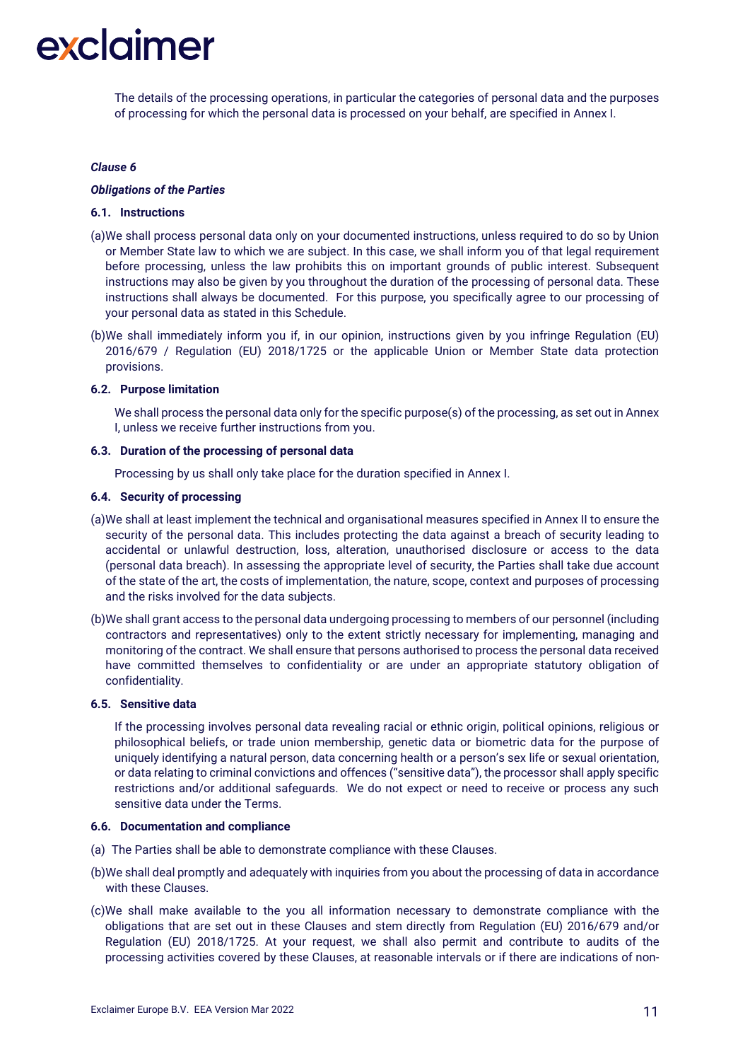The details of the processing operations, in particular the categories of personal data and the purposes of processing for which the personal data is processed on your behalf, are specified in Annex I.

***Clause 6***

***Obligations of the Parties***

**6.1. Instructions**

(a) We shall process personal data only on your documented instructions, unless required to do so by Union or Member State law to which we are subject. In this case, we shall inform you of that legal requirement before processing, unless the law prohibits this on important grounds of public interest. Subsequent instructions may also be given by you throughout the duration of the processing of personal data. These instructions shall always be documented. For this purpose, you specifically agree to our processing of your personal data as stated in this Schedule.

(b) We shall immediately inform you if, in our opinion, instructions given by you infringe Regulation (EU) 2016/679 / Regulation (EU) 2018/1725 or the applicable Union or Member State data protection provisions.

**6.2. Purpose limitation**

We shall process the personal data only for the specific purpose(s) of the processing, as set out in Annex I, unless we receive further instructions from you.

**6.3. Duration of the processing of personal data**

Processing by us shall only take place for the duration specified in Annex I.

**6.4. Security of processing**

(a) We shall at least implement the technical and organisational measures specified in Annex II to ensure the security of the personal data. This includes protecting the data against a breach of security leading to accidental or unlawful destruction, loss, alteration, unauthorised disclosure or access to the data (personal data breach). In assessing the appropriate level of security, the Parties shall take due account of the state of the art, the costs of implementation, the nature, scope, context and purposes of processing and the risks involved for the data subjects.

(b) We shall grant access to the personal data undergoing processing to members of our personnel (including contractors and representatives) only to the extent strictly necessary for implementing, managing and monitoring of the contract. We shall ensure that persons authorised to process the personal data received have committed themselves to confidentiality or are under an appropriate statutory obligation of confidentiality.

**6.5. Sensitive data**

If the processing involves personal data revealing racial or ethnic origin, political opinions, religious or philosophical beliefs, or trade union membership, genetic data or biometric data for the purpose of uniquely identifying a natural person, data concerning health or a person's sex life or sexual orientation, or data relating to criminal convictions and offences ("sensitive data"), the processor shall apply specific restrictions and/or additional safeguards. We do not expect or need to receive or process any such sensitive data under the Terms.

**6.6. Documentation and compliance**

(a) The Parties shall be able to demonstrate compliance with these Clauses.

(b) We shall deal promptly and adequately with inquiries from you about the processing of data in accordance with these Clauses.

(c) We shall make available to the you all information necessary to demonstrate compliance with the obligations that are set out in these Clauses and stem directly from Regulation (EU) 2016/679 and/or Regulation (EU) 2018/1725. At your request, we shall also permit and contribute to audits of the processing activities covered by these Clauses, at reasonable intervals or if there are indications of non-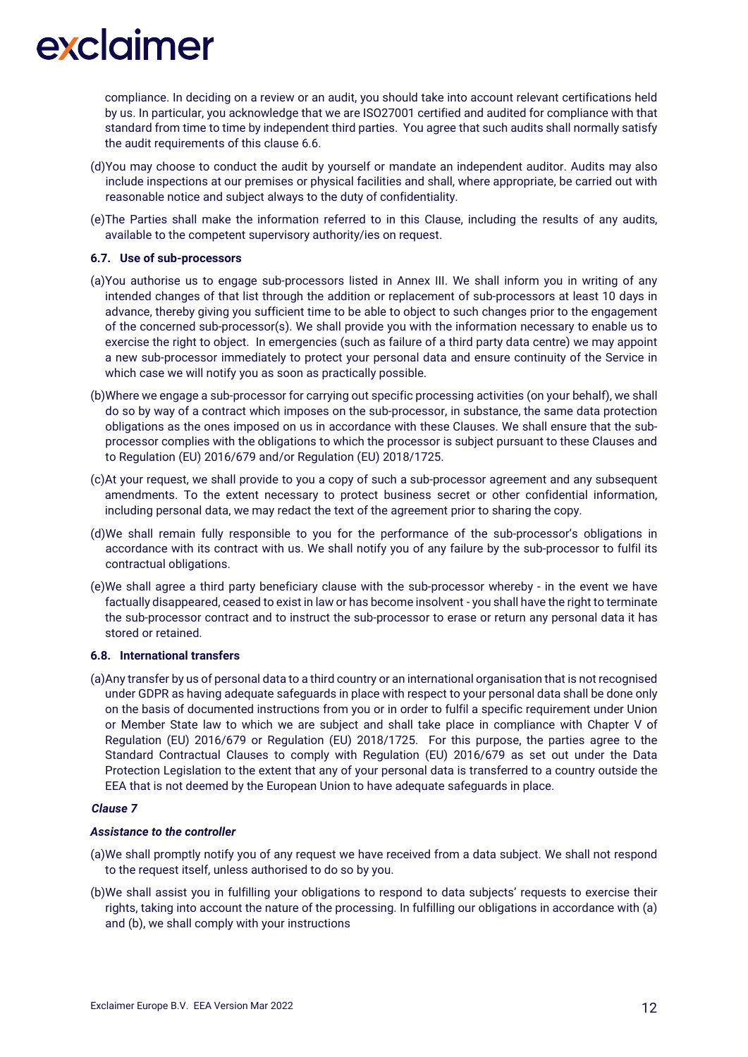compliance. In deciding on a review or an audit, you should take into account relevant certifications held by us. In particular, you acknowledge that we are ISO27001 certified and audited for compliance with that standard from time to time by independent third parties. You agree that such audits shall normally satisfy the audit requirements of this clause 6.6.

(d)You may choose to conduct the audit by yourself or mandate an independent auditor. Audits may also include inspections at our premises or physical facilities and shall, where appropriate, be carried out with reasonable notice and subject always to the duty of confidentiality.

(e)The Parties shall make the information referred to in this Clause, including the results of any audits, available to the competent supervisory authority/ies on request.

**6.7. Use of sub-processors**

(a)You authorise us to engage sub-processors listed in Annex III. We shall inform you in writing of any intended changes of that list through the addition or replacement of sub-processors at least 10 days in advance, thereby giving you sufficient time to be able to object to such changes prior to the engagement of the concerned sub-processor(s). We shall provide you with the information necessary to enable us to exercise the right to object. In emergencies (such as failure of a third party data centre) we may appoint a new sub-processor immediately to protect your personal data and ensure continuity of the Service in which case we will notify you as soon as practically possible.

(b)Where we engage a sub-processor for carrying out specific processing activities (on your behalf), we shall do so by way of a contract which imposes on the sub-processor, in substance, the same data protection obligations as the ones imposed on us in accordance with these Clauses. We shall ensure that the sub-processor complies with the obligations to which the processor is subject pursuant to these Clauses and to Regulation (EU) 2016/679 and/or Regulation (EU) 2018/1725.

(c)At your request, we shall provide to you a copy of such a sub-processor agreement and any subsequent amendments. To the extent necessary to protect business secret or other confidential information, including personal data, we may redact the text of the agreement prior to sharing the copy.

(d)We shall remain fully responsible to you for the performance of the sub-processor's obligations in accordance with its contract with us. We shall notify you of any failure by the sub-processor to fulfil its contractual obligations.

(e)We shall agree a third party beneficiary clause with the sub-processor whereby - in the event we have factually disappeared, ceased to exist in law or has become insolvent - you shall have the right to terminate the sub-processor contract and to instruct the sub-processor to erase or return any personal data it has stored or retained.

**6.8. International transfers**

(a)Any transfer by us of personal data to a third country or an international organisation that is not recognised under GDPR as having adequate safeguards in place with respect to your personal data shall be done only on the basis of documented instructions from you or in order to fulfil a specific requirement under Union or Member State law to which we are subject and shall take place in compliance with Chapter V of Regulation (EU) 2016/679 or Regulation (EU) 2018/1725. For this purpose, the parties agree to the Standard Contractual Clauses to comply with Regulation (EU) 2016/679 as set out under the Data Protection Legislation to the extent that any of your personal data is transferred to a country outside the EEA that is not deemed by the European Union to have adequate safeguards in place.

***Clause 7***

***Assistance to the controller***

(a)We shall promptly notify you of any request we have received from a data subject. We shall not respond to the request itself, unless authorised to do so by you.

(b)We shall assist you in fulfilling your obligations to respond to data subjects' requests to exercise their rights, taking into account the nature of the processing. In fulfilling our obligations in accordance with (a) and (b), we shall comply with your instructions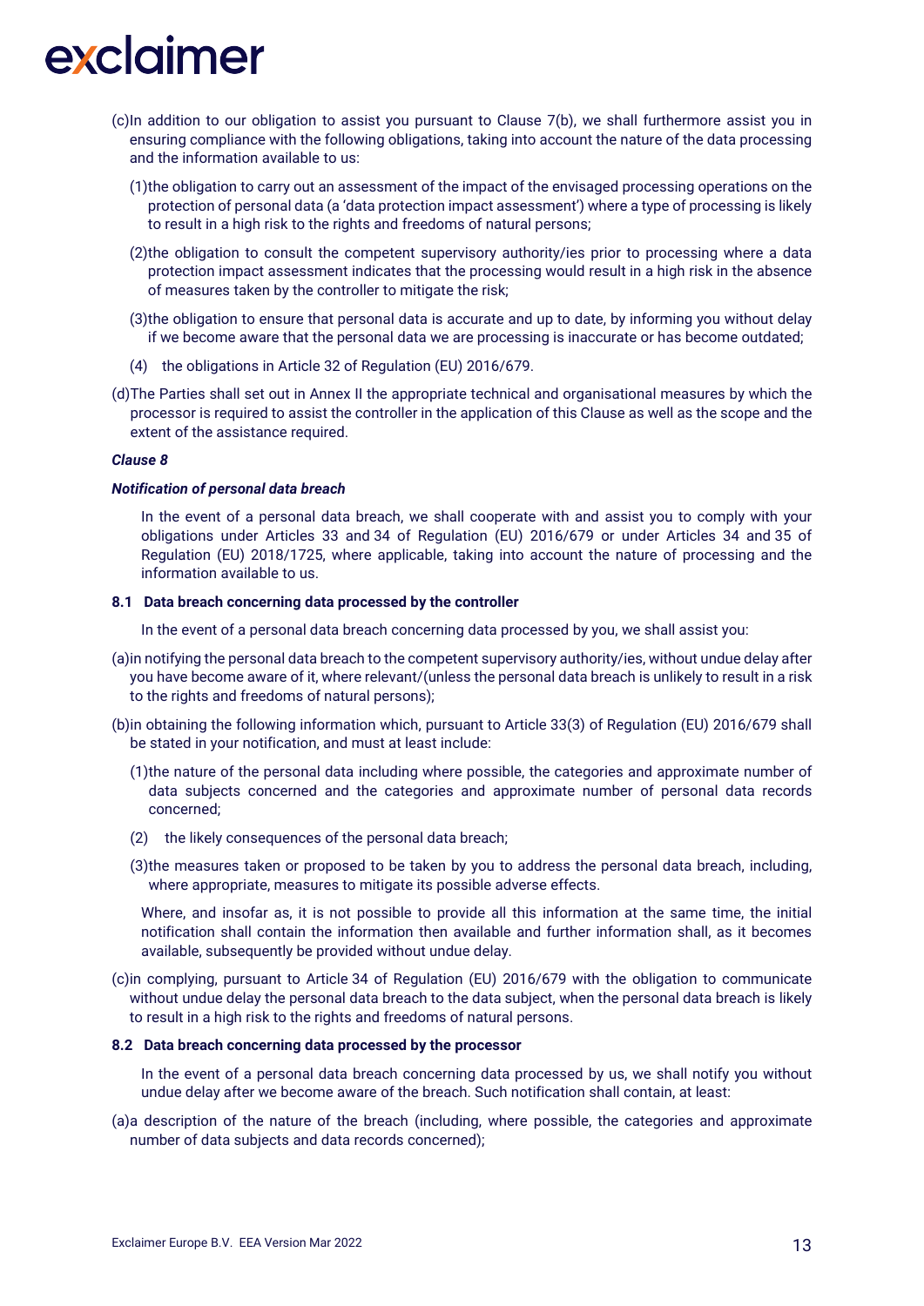(c) In addition to our obligation to assist you pursuant to Clause 7(b), we shall furthermore assist you in ensuring compliance with the following obligations, taking into account the nature of the data processing and the information available to us:

(1) the obligation to carry out an assessment of the impact of the envisaged processing operations on the protection of personal data (a 'data protection impact assessment') where a type of processing is likely to result in a high risk to the rights and freedoms of natural persons;

(2) the obligation to consult the competent supervisory authority/ies prior to processing where a data protection impact assessment indicates that the processing would result in a high risk in the absence of measures taken by the controller to mitigate the risk;

(3) the obligation to ensure that personal data is accurate and up to date, by informing you without delay if we become aware that the personal data we are processing is inaccurate or has become outdated;

(4) the obligations in Article 32 of Regulation (EU) 2016/679.

(d) The Parties shall set out in Annex II the appropriate technical and organisational measures by which the processor is required to assist the controller in the application of this Clause as well as the scope and the extent of the assistance required.

***Clause 8***

***Notification of personal data breach***

In the event of a personal data breach, we shall cooperate with and assist you to comply with your obligations under Articles 33 and 34 of Regulation (EU) 2016/679 or under Articles 34 and 35 of Regulation (EU) 2018/1725, where applicable, taking into account the nature of processing and the information available to us.

**8.1 Data breach concerning data processed by the controller**

In the event of a personal data breach concerning data processed by you, we shall assist you:

(a) in notifying the personal data breach to the competent supervisory authority/ies, without undue delay after you have become aware of it, where relevant/(unless the personal data breach is unlikely to result in a risk to the rights and freedoms of natural persons);

(b) in obtaining the following information which, pursuant to Article 33(3) of Regulation (EU) 2016/679 shall be stated in your notification, and must at least include:

(1) the nature of the personal data including where possible, the categories and approximate number of data subjects concerned and the categories and approximate number of personal data records concerned;

(2) the likely consequences of the personal data breach;

(3) the measures taken or proposed to be taken by you to address the personal data breach, including, where appropriate, measures to mitigate its possible adverse effects.

Where, and insofar as, it is not possible to provide all this information at the same time, the initial notification shall contain the information then available and further information shall, as it becomes available, subsequently be provided without undue delay.

(c) in complying, pursuant to Article 34 of Regulation (EU) 2016/679 with the obligation to communicate without undue delay the personal data breach to the data subject, when the personal data breach is likely to result in a high risk to the rights and freedoms of natural persons.

**8.2 Data breach concerning data processed by the processor**

In the event of a personal data breach concerning data processed by us, we shall notify you without undue delay after we become aware of the breach. Such notification shall contain, at least:

(a) a description of the nature of the breach (including, where possible, the categories and approximate number of data subjects and data records concerned);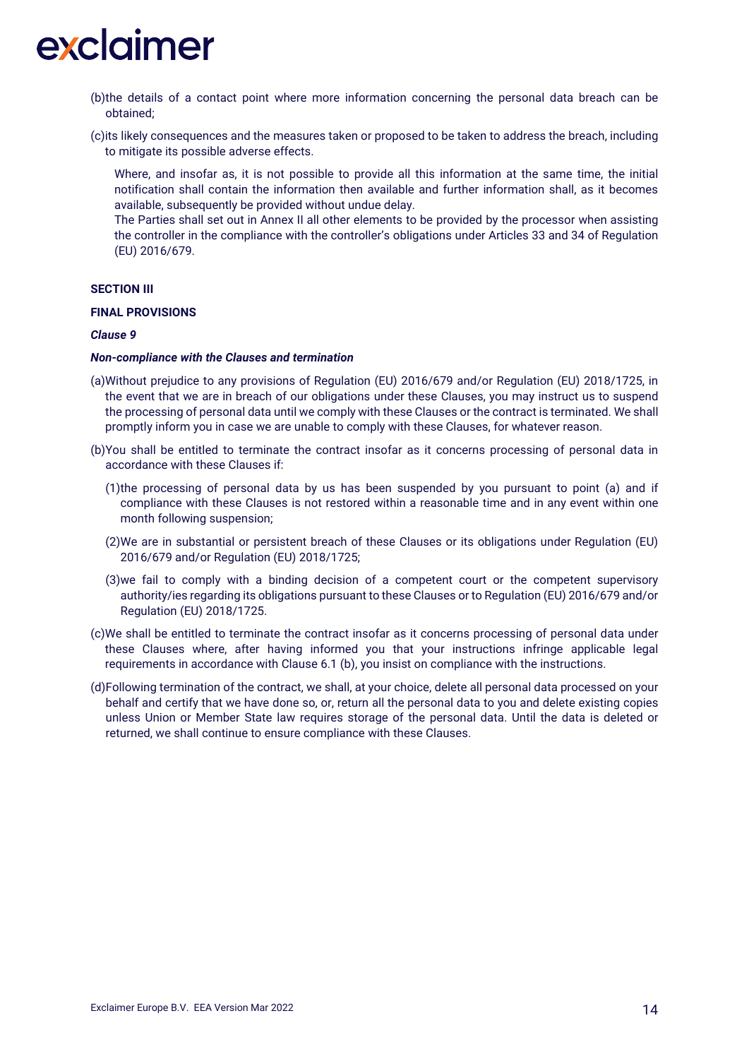(b)the details of a contact point where more information concerning the personal data breach can be obtained;

(c)its likely consequences and the measures taken or proposed to be taken to address the breach, including to mitigate its possible adverse effects.

Where, and insofar as, it is not possible to provide all this information at the same time, the initial notification shall contain the information then available and further information shall, as it becomes available, subsequently be provided without undue delay.
The Parties shall set out in Annex II all other elements to be provided by the processor when assisting the controller in the compliance with the controller's obligations under Articles 33 and 34 of Regulation (EU) 2016/679.

**SECTION III**

**FINAL PROVISIONS**

***Clause 9***

***Non-compliance with the Clauses and termination***

(a)Without prejudice to any provisions of Regulation (EU) 2016/679 and/or Regulation (EU) 2018/1725, in the event that we are in breach of our obligations under these Clauses, you may instruct us to suspend the processing of personal data until we comply with these Clauses or the contract is terminated. We shall promptly inform you in case we are unable to comply with these Clauses, for whatever reason.

(b)You shall be entitled to terminate the contract insofar as it concerns processing of personal data in accordance with these Clauses if:

(1)the processing of personal data by us has been suspended by you pursuant to point (a) and if compliance with these Clauses is not restored within a reasonable time and in any event within one month following suspension;

(2)We are in substantial or persistent breach of these Clauses or its obligations under Regulation (EU) 2016/679 and/or Regulation (EU) 2018/1725;

(3)we fail to comply with a binding decision of a competent court or the competent supervisory authority/ies regarding its obligations pursuant to these Clauses or to Regulation (EU) 2016/679 and/or Regulation (EU) 2018/1725.

(c)We shall be entitled to terminate the contract insofar as it concerns processing of personal data under these Clauses where, after having informed you that your instructions infringe applicable legal requirements in accordance with Clause 6.1 (b), you insist on compliance with the instructions.

(d)Following termination of the contract, we shall, at your choice, delete all personal data processed on your behalf and certify that we have done so, or, return all the personal data to you and delete existing copies unless Union or Member State law requires storage of the personal data. Until the data is deleted or returned, we shall continue to ensure compliance with these Clauses.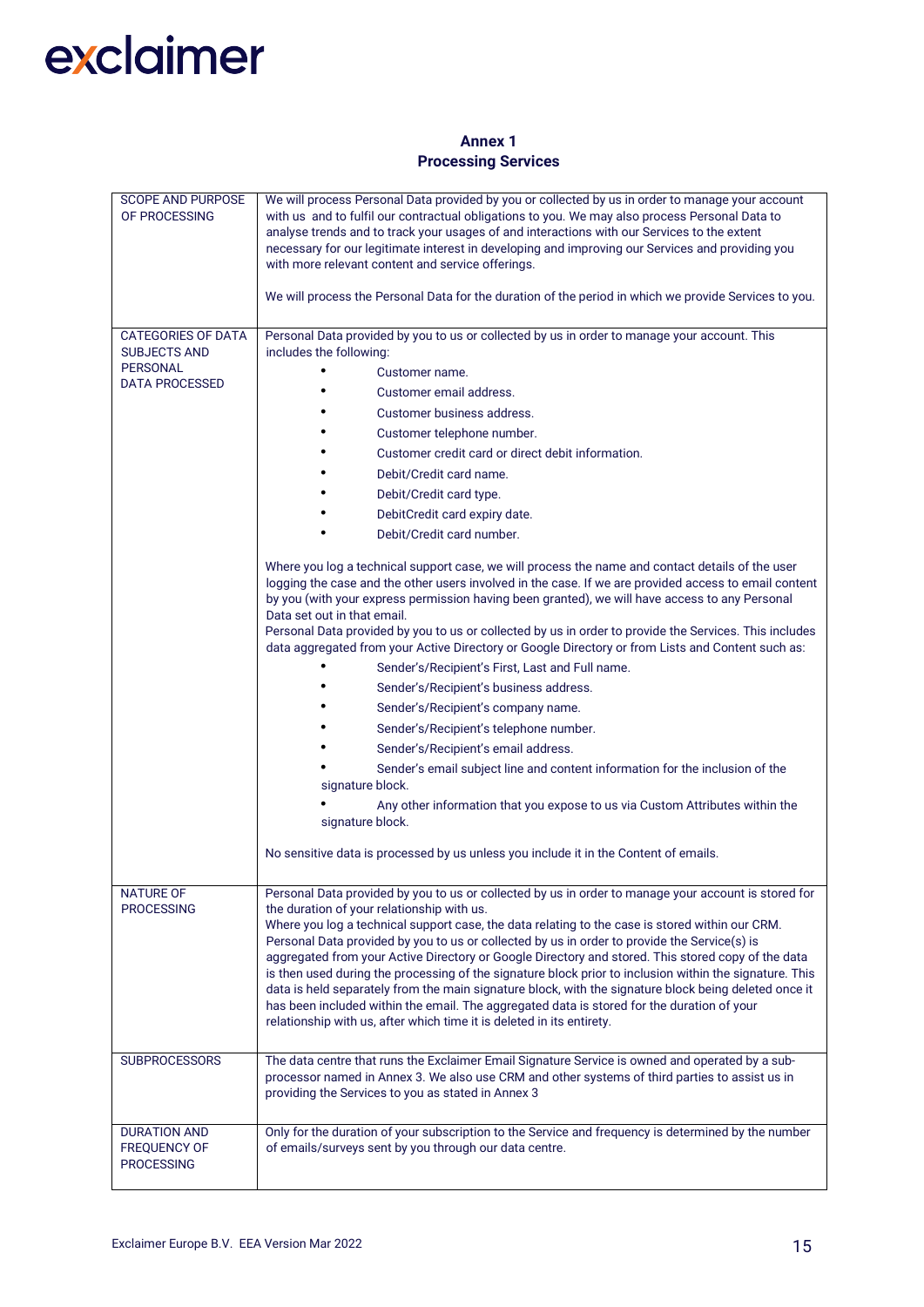## Annex 1
## Processing Services

| | |
|---|---|
| SCOPE AND PURPOSE OF PROCESSING | We will process Personal Data provided by you or collected by us in order to manage your account with us and to fulfil our contractual obligations to you. We may also process Personal Data to analyse trends and to track your usages of and interactions with our Services to the extent necessary for our legitimate interest in developing and improving our Services and providing you with more relevant content and service offerings.<br><br>We will process the Personal Data for the duration of the period in which we provide Services to you. |
| CATEGORIES OF DATA SUBJECTS AND PERSONAL DATA PROCESSED | Personal Data provided by you to us or collected by us in order to manage your account. This includes the following:<br>• Customer name.<br>• Customer email address.<br>• Customer business address.<br>• Customer telephone number.<br>• Customer credit card or direct debit information.<br>• Debit/Credit card name.<br>• Debit/Credit card type.<br>• DebitCredit card expiry date.<br>• Debit/Credit card number.<br><br>Where you log a technical support case, we will process the name and contact details of the user logging the case and the other users involved in the case. If we are provided access to email content by you (with your express permission having been granted), we will have access to any Personal Data set out in that email.<br>Personal Data provided by you to us or collected by us in order to provide the Services. This includes data aggregated from your Active Directory or Google Directory or from Lists and Content such as:<br>• Sender's/Recipient's First, Last and Full name.<br>• Sender's/Recipient's business address.<br>• Sender's/Recipient's company name.<br>• Sender's/Recipient's telephone number.<br>• Sender's/Recipient's email address.<br>• Sender's email subject line and content information for the inclusion of the signature block.<br>• Any other information that you expose to us via Custom Attributes within the signature block.<br><br>No sensitive data is processed by us unless you include it in the Content of emails. |
| NATURE OF PROCESSING | Personal Data provided by you to us or collected by us in order to manage your account is stored for the duration of your relationship with us.<br>Where you log a technical support case, the data relating to the case is stored within our CRM.<br>Personal Data provided by you to us or collected by us in order to provide the Service(s) is aggregated from your Active Directory or Google Directory and stored. This stored copy of the data is then used during the processing of the signature block prior to inclusion within the signature. This data is held separately from the main signature block, with the signature block being deleted once it has been included within the email. The aggregated data is stored for the duration of your relationship with us, after which time it is deleted in its entirety. |
| SUBPROCESSORS | The data centre that runs the Exclaimer Email Signature Service is owned and operated by a sub-processor named in Annex 3. We also use CRM and other systems of third parties to assist us in providing the Services to you as stated in Annex 3 |
| DURATION AND FREQUENCY OF PROCESSING | Only for the duration of your subscription to the Service and frequency is determined by the number of emails/surveys sent by you through our data centre. |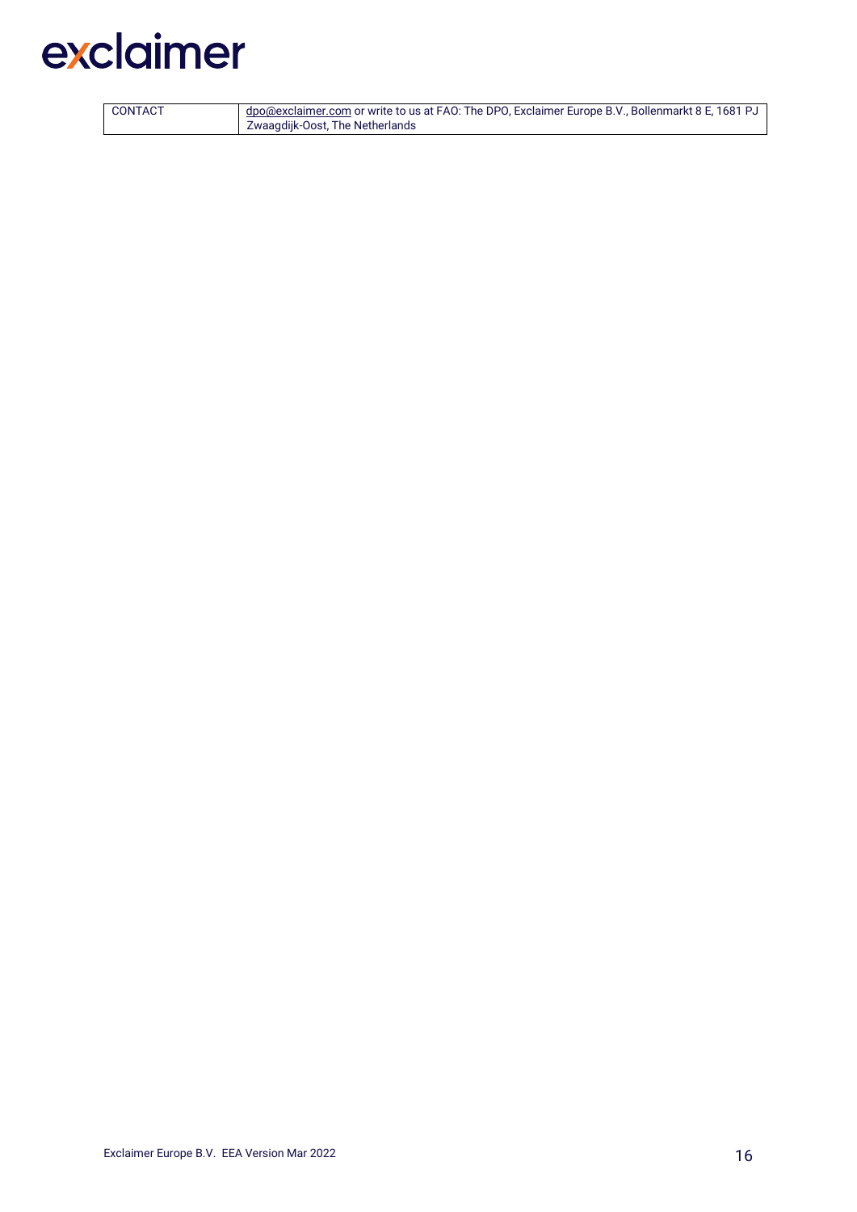| CONTACT | dpo@exclaimer.com or write to us at FAO: The DPO, Exclaimer Europe B.V., Bollenmarkt 8 E, 1681 PJ Zwaagdijk-Oost, The Netherlands |
|---|---|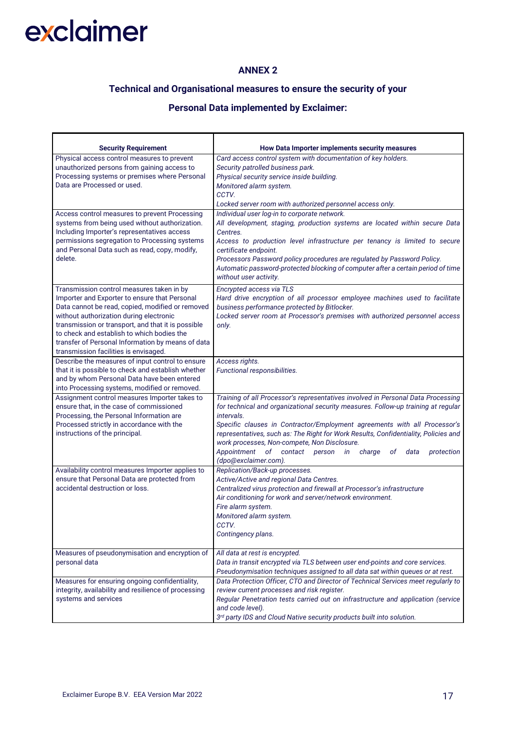## ANNEX 2

### Technical and Organisational measures to ensure the security of your Personal Data implemented by Exclaimer:

| Security Requirement | How Data Importer implements security measures |
|---|---|
| Physical access control measures to prevent unauthorized persons from gaining access to Processing systems or premises where Personal Data are Processed or used. | *Card access control system with documentation of key holders.*<br>*Security patrolled business park.*<br>*Physical security service inside building.*<br>*Monitored alarm system.*<br>*CCTV.*<br>*Locked server room with authorized personnel access only.* |
| Access control measures to prevent Processing systems from being used without authorization. Including Importer's representatives access permissions segregation to Processing systems and Personal Data such as read, copy, modify, delete. | *Individual user log-in to corporate network.*<br>*All development, staging, production systems are located within secure Data Centres.*<br>*Access to production level infrastructure per tenancy is limited to secure certificate endpoint.*<br>*Processors Password policy procedures are regulated by Password Policy.*<br>*Automatic password-protected blocking of computer after a certain period of time without user activity.* |
| Transmission control measures taken in by Importer and Exporter to ensure that Personal Data cannot be read, copied, modified or removed without authorization during electronic transmission or transport, and that it is possible to check and establish to which bodies the transfer of Personal Information by means of data transmission facilities is envisaged. | *Encrypted access via TLS*<br>*Hard drive encryption of all processor employee machines used to facilitate business performance protected by Bitlocker.*<br>*Locked server room at Processor's premises with authorized personnel access only.* |
| Describe the measures of input control to ensure that it is possible to check and establish whether and by whom Personal Data have been entered into Processing systems, modified or removed. | *Access rights.*<br>*Functional responsibilities.* |
| Assignment control measures Importer takes to ensure that, in the case of commissioned Processing, the Personal Information are Processed strictly in accordance with the instructions of the principal. | *Training of all Processor's representatives involved in Personal Data Processing for technical and organizational security measures. Follow-up training at regular intervals.*<br>*Specific clauses in Contractor/Employment agreements with all Processor's representatives, such as: The Right for Work Results, Confidentiality, Policies and work processes, Non-compete, Non Disclosure.*<br>*Appointment of contact person in charge of data protection (dpo@exclaimer.com).* |
| Availability control measures Importer applies to ensure that Personal Data are protected from accidental destruction or loss. | *Replication/Back-up processes.*<br>*Active/Active and regional Data Centres.*<br>*Centralized virus protection and firewall at Processor's infrastructure*<br>*Air conditioning for work and server/network environment.*<br>*Fire alarm system.*<br>*Monitored alarm system.*<br>*CCTV.*<br>*Contingency plans.* |
| Measures of pseudonymisation and encryption of personal data | *All data at rest is encrypted.*<br>*Data in transit encrypted via TLS between user end-points and core services.*<br>*Pseudonymisation techniques assigned to all data sat within queues or at rest.* |
| Measures for ensuring ongoing confidentiality, integrity, availability and resilience of processing systems and services | *Data Protection Officer, CTO and Director of Technical Services meet regularly to review current processes and risk register.*<br>*Regular Penetration tests carried out on infrastructure and application (service and code level).*<br>*3rd party IDS and Cloud Native security products built into solution.* |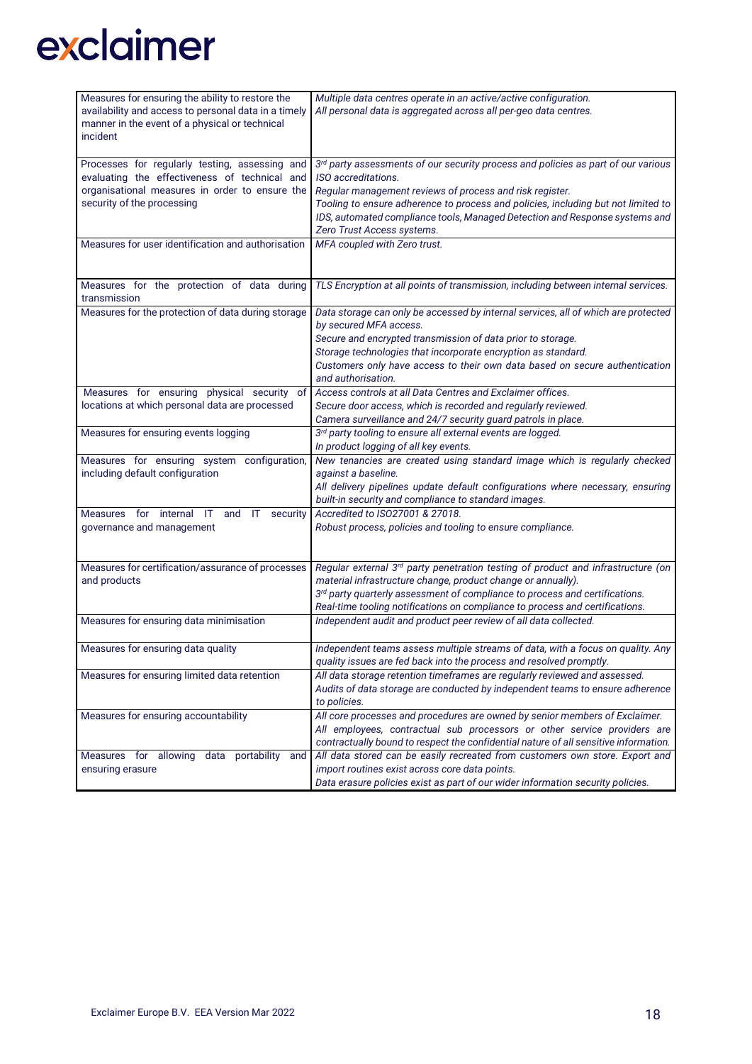| | |
|---|---|
| Measures for ensuring the ability to restore the availability and access to personal data in a timely manner in the event of a physical or technical incident | *Multiple data centres operate in an active/active configuration.*<br>*All personal data is aggregated across all per-geo data centres.* |
| Processes for regularly testing, assessing and evaluating the effectiveness of technical and organisational measures in order to ensure the security of the processing | *3rd party assessments of our security process and policies as part of our various ISO accreditations.*<br>*Regular management reviews of process and risk register.*<br>*Tooling to ensure adherence to process and policies, including but not limited to IDS, automated compliance tools, Managed Detection and Response systems and Zero Trust Access systems.* |
| Measures for user identification and authorisation | *MFA coupled with Zero trust.* |
| Measures for the protection of data during transmission | *TLS Encryption at all points of transmission, including between internal services.* |
| Measures for the protection of data during storage | *Data storage can only be accessed by internal services, all of which are protected by secured MFA access.*<br>*Secure and encrypted transmission of data prior to storage.*<br>*Storage technologies that incorporate encryption as standard.*<br>*Customers only have access to their own data based on secure authentication and authorisation.* |
| Measures for ensuring physical security of locations at which personal data are processed | *Access controls at all Data Centres and Exclaimer offices.*<br>*Secure door access, which is recorded and regularly reviewed.*<br>*Camera surveillance and 24/7 security guard patrols in place.* |
| Measures for ensuring events logging | *3rd party tooling to ensure all external events are logged.*<br>*In product logging of all key events.* |
| Measures for ensuring system configuration, including default configuration | *New tenancies are created using standard image which is regularly checked against a baseline.*<br>*All delivery pipelines update default configurations where necessary, ensuring built-in security and compliance to standard images.* |
| Measures for internal IT and IT security governance and management | *Accredited to ISO27001 & 27018.*<br>*Robust process, policies and tooling to ensure compliance.* |
| Measures for certification/assurance of processes and products | *Regular external 3rd party penetration testing of product and infrastructure (on material infrastructure change, product change or annually).*<br>*3rd party quarterly assessment of compliance to process and certifications.*<br>*Real-time tooling notifications on compliance to process and certifications.* |
| Measures for ensuring data minimisation | *Independent audit and product peer review of all data collected.* |
| Measures for ensuring data quality | *Independent teams assess multiple streams of data, with a focus on quality. Any quality issues are fed back into the process and resolved promptly.* |
| Measures for ensuring limited data retention | *All data storage retention timeframes are regularly reviewed and assessed.*<br>*Audits of data storage are conducted by independent teams to ensure adherence to policies.* |
| Measures for ensuring accountability | *All core processes and procedures are owned by senior members of Exclaimer.*<br>*All employees, contractual sub processors or other service providers are contractually bound to respect the confidential nature of all sensitive information.* |
| Measures for allowing data portability and ensuring erasure | *All data stored can be easily recreated from customers own store. Export and import routines exist across core data points.*<br>*Data erasure policies exist as part of our wider information security policies.* |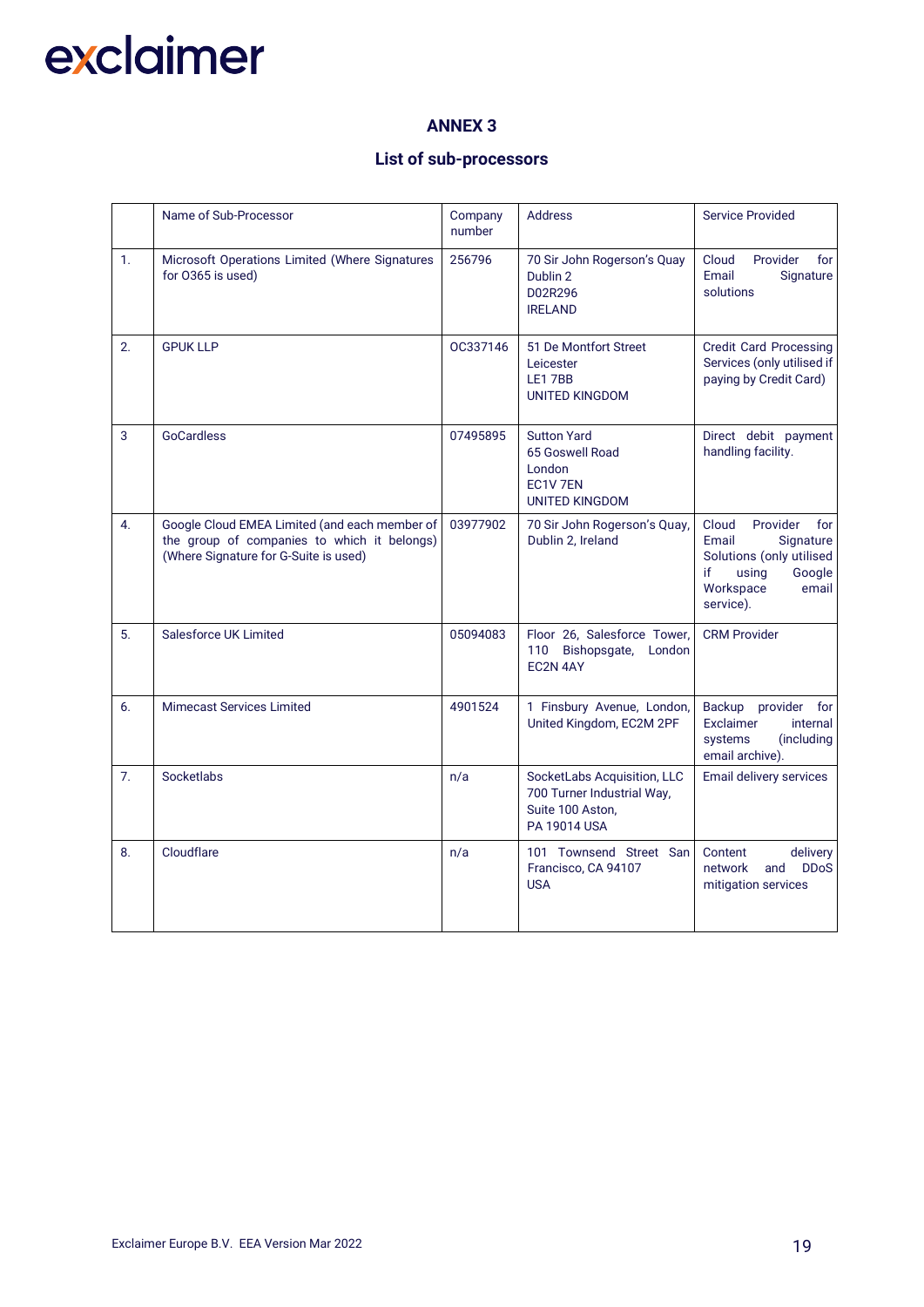## ANNEX 3

## List of sub-processors

| | Name of Sub-Processor | Company number | Address | Service Provided |
|---|---|---|---|---|
| 1. | Microsoft Operations Limited (Where Signatures for O365 is used) | 256796 | 70 Sir John Rogerson's Quay Dublin 2 D02R296 IRELAND | Cloud Provider for Email Signature solutions |
| 2. | GPUK LLP | OC337146 | 51 De Montfort Street Leicester LE1 7BB UNITED KINGDOM | Credit Card Processing Services (only utilised if paying by Credit Card) |
| 3 | GoCardless | 07495895 | Sutton Yard 65 Goswell Road London EC1V 7EN UNITED KINGDOM | Direct debit payment handling facility. |
| 4. | Google Cloud EMEA Limited (and each member of the group of companies to which it belongs) (Where Signature for G-Suite is used) | 03977902 | 70 Sir John Rogerson's Quay, Dublin 2, Ireland | Cloud Provider for Email Signature Solutions (only utilised if using Google Workspace email service). |
| 5. | Salesforce UK Limited | 05094083 | Floor 26, Salesforce Tower, 110 Bishopsgate, London EC2N 4AY | CRM Provider |
| 6. | Mimecast Services Limited | 4901524 | 1 Finsbury Avenue, London, United Kingdom, EC2M 2PF | Backup provider for Exclaimer internal systems (including email archive). |
| 7. | Socketlabs | n/a | SocketLabs Acquisition, LLC 700 Turner Industrial Way, Suite 100 Aston, PA 19014 USA | Email delivery services |
| 8. | Cloudflare | n/a | 101 Townsend Street San Francisco, CA 94107 USA | Content delivery network and DDoS mitigation services |